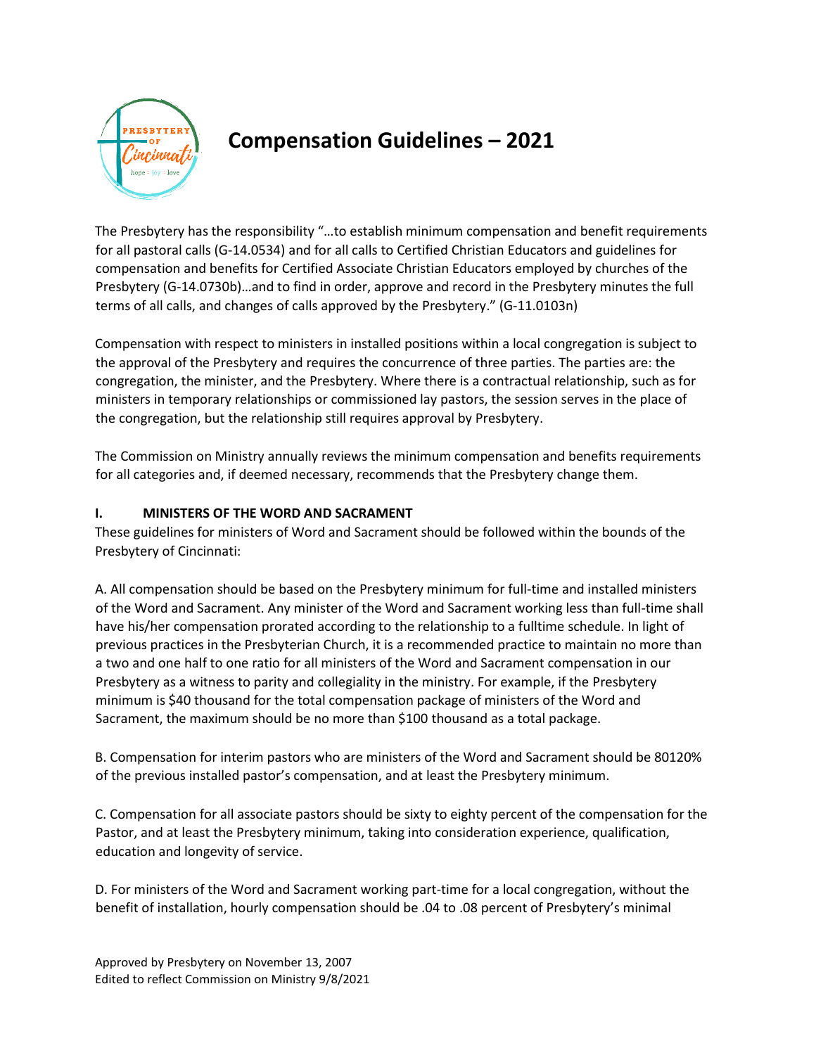# Compensation Guidelines – 2021

The Presbytery has the responsibility "…to establish minimum compensation and benefit requirements for all pastoral calls (G-14.0534) and for all calls to Certified Christian Educators and guidelines for compensation and benefits for Certified Associate Christian Educators employed by churches of the Presbytery (G-14.0730b)…and to find in order, approve and record in the Presbytery minutes the full terms of all calls, and changes of calls approved by the Presbytery." (G-11.0103n)

Compensation with respect to ministers in installed positions within a local congregation is subject to the approval of the Presbytery and requires the concurrence of three parties. The parties are: the congregation, the minister, and the Presbytery. Where there is a contractual relationship, such as for ministers in temporary relationships or commissioned lay pastors, the session serves in the place of the congregation, but the relationship still requires approval by Presbytery.

The Commission on Ministry annually reviews the minimum compensation and benefits requirements for all categories and, if deemed necessary, recommends that the Presbytery change them.

## I. MINISTERS OF THE WORD AND SACRAMENT

These guidelines for ministers of Word and Sacrament should be followed within the bounds of the Presbytery of Cincinnati:

A. All compensation should be based on the Presbytery minimum for full-time and installed ministers of the Word and Sacrament. Any minister of the Word and Sacrament working less than full-time shall have his/her compensation prorated according to the relationship to a fulltime schedule. In light of previous practices in the Presbyterian Church, it is a recommended practice to maintain no more than a two and one half to one ratio for all ministers of the Word and Sacrament compensation in our Presbytery as a witness to parity and collegiality in the ministry. For example, if the Presbytery minimum is $40 thousand for the total compensation package of ministers of the Word and Sacrament, the maximum should be no more than $100 thousand as a total package.

B. Compensation for interim pastors who are ministers of the Word and Sacrament should be 80120% of the previous installed pastor's compensation, and at least the Presbytery minimum.

C. Compensation for all associate pastors should be sixty to eighty percent of the compensation for the Pastor, and at least the Presbytery minimum, taking into consideration experience, qualification, education and longevity of service.

D. For ministers of the Word and Sacrament working part-time for a local congregation, without the benefit of installation, hourly compensation should be .04 to .08 percent of Presbytery's minimal

Approved by Presbytery on November 13, 2007
Edited to reflect Commission on Ministry 9/8/2021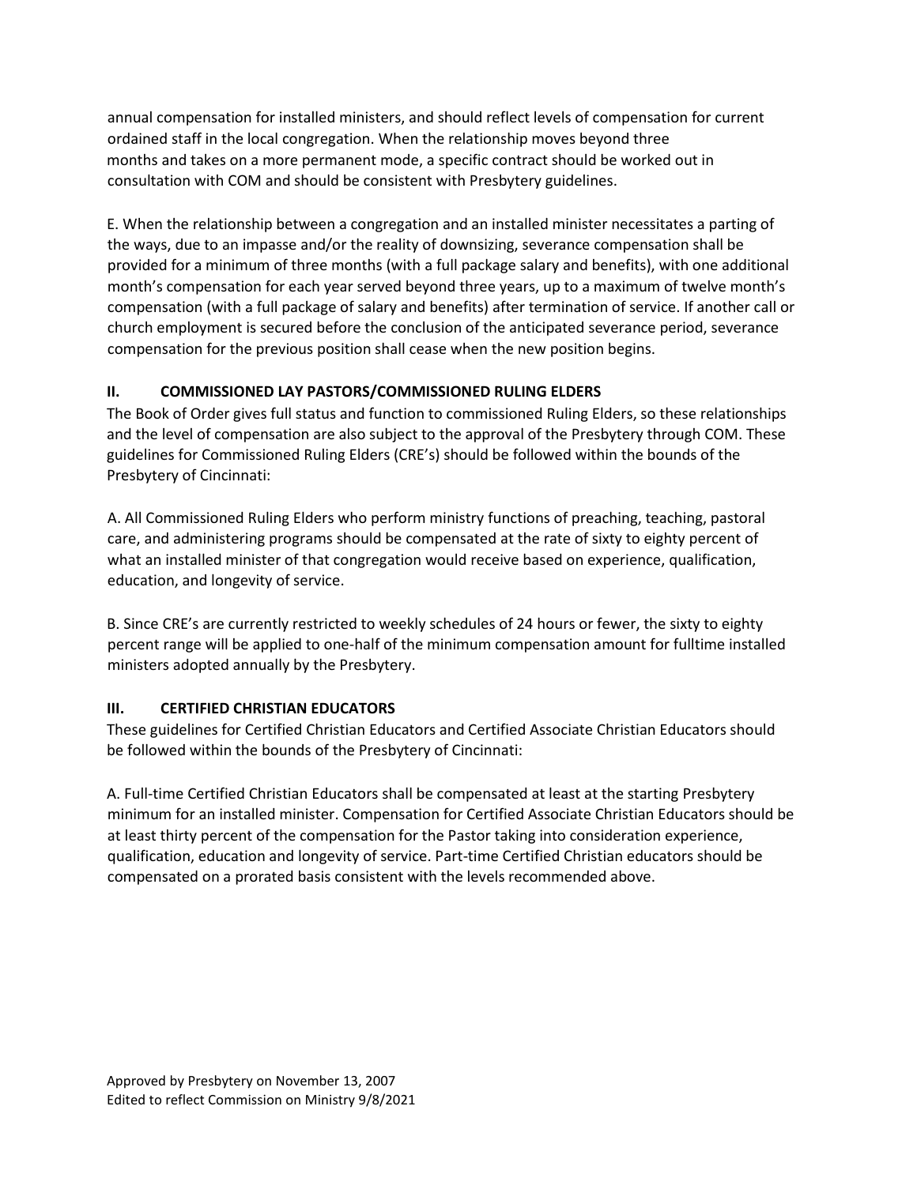annual compensation for installed ministers, and should reflect levels of compensation for current ordained staff in the local congregation. When the relationship moves beyond three months and takes on a more permanent mode, a specific contract should be worked out in consultation with COM and should be consistent with Presbytery guidelines.

E. When the relationship between a congregation and an installed minister necessitates a parting of the ways, due to an impasse and/or the reality of downsizing, severance compensation shall be provided for a minimum of three months (with a full package salary and benefits), with one additional month's compensation for each year served beyond three years, up to a maximum of twelve month's compensation (with a full package of salary and benefits) after termination of service. If another call or church employment is secured before the conclusion of the anticipated severance period, severance compensation for the previous position shall cease when the new position begins.

## II. COMMISSIONED LAY PASTORS/COMMISSIONED RULING ELDERS

The Book of Order gives full status and function to commissioned Ruling Elders, so these relationships and the level of compensation are also subject to the approval of the Presbytery through COM. These guidelines for Commissioned Ruling Elders (CRE's) should be followed within the bounds of the Presbytery of Cincinnati:

A. All Commissioned Ruling Elders who perform ministry functions of preaching, teaching, pastoral care, and administering programs should be compensated at the rate of sixty to eighty percent of what an installed minister of that congregation would receive based on experience, qualification, education, and longevity of service.

B. Since CRE's are currently restricted to weekly schedules of 24 hours or fewer, the sixty to eighty percent range will be applied to one-half of the minimum compensation amount for fulltime installed ministers adopted annually by the Presbytery.

## III. CERTIFIED CHRISTIAN EDUCATORS

These guidelines for Certified Christian Educators and Certified Associate Christian Educators should be followed within the bounds of the Presbytery of Cincinnati:

A. Full-time Certified Christian Educators shall be compensated at least at the starting Presbytery minimum for an installed minister. Compensation for Certified Associate Christian Educators should be at least thirty percent of the compensation for the Pastor taking into consideration experience, qualification, education and longevity of service. Part-time Certified Christian educators should be compensated on a prorated basis consistent with the levels recommended above.

Approved by Presbytery on November 13, 2007
Edited to reflect Commission on Ministry 9/8/2021